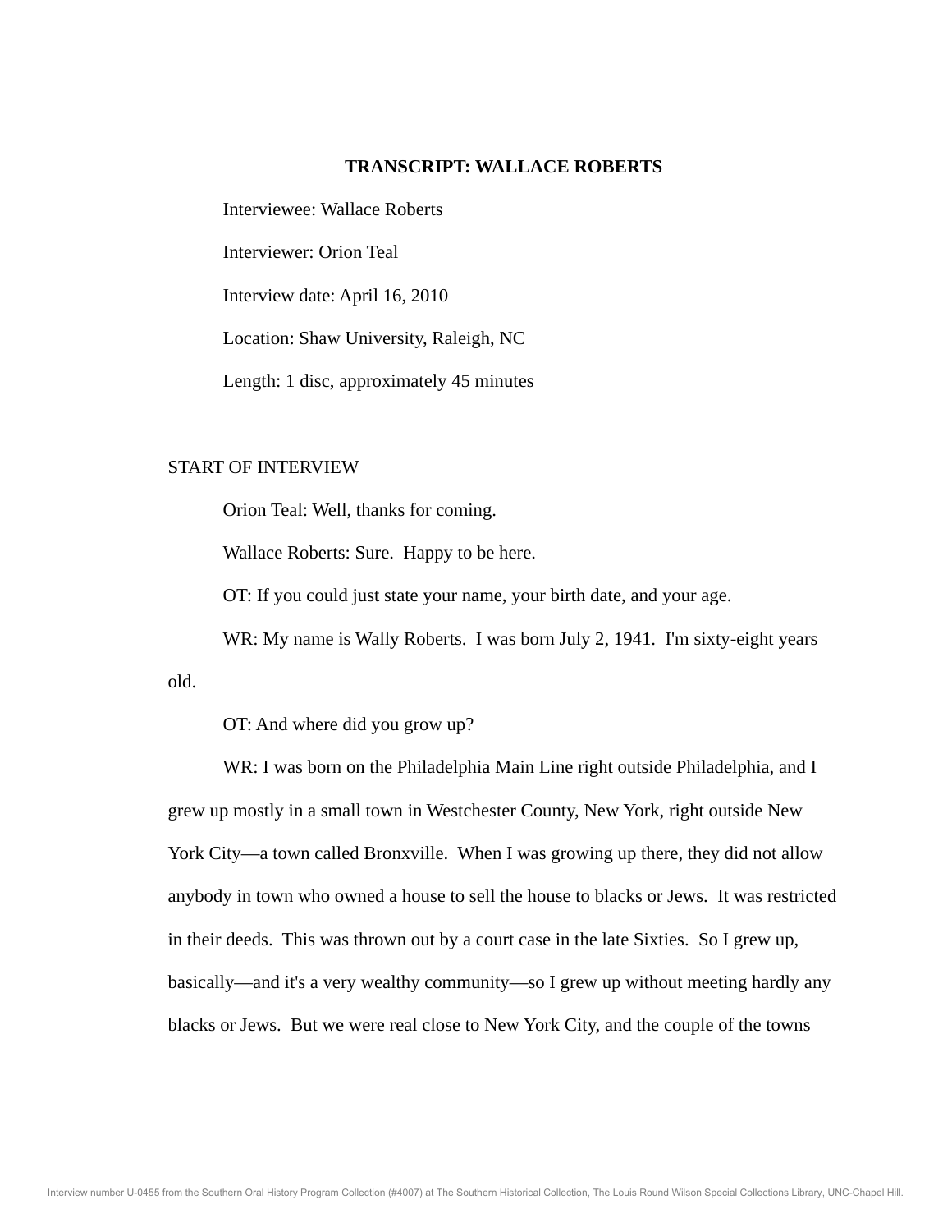# TRANSCRIPT: WALLACE ROBERTS

Interviewee: Wallace Roberts

Interviewer: Orion Teal

Interview date: April 16, 2010

Location: Shaw University, Raleigh, NC

Length: 1 disc, approximately 45 minutes

START OF INTERVIEW

Orion Teal: Well, thanks for coming.

Wallace Roberts: Sure. Happy to be here.

OT: If you could just state your name, your birth date, and your age.

WR: My name is Wally Roberts. I was born July 2, 1941. I'm sixty-eight years old.

OT: And where did you grow up?

WR: I was born on the Philadelphia Main Line right outside Philadelphia, and I grew up mostly in a small town in Westchester County, New York, right outside New York City—a town called Bronxville. When I was growing up there, they did not allow anybody in town who owned a house to sell the house to blacks or Jews. It was restricted in their deeds. This was thrown out by a court case in the late Sixties. So I grew up, basically—and it's a very wealthy community—so I grew up without meeting hardly any blacks or Jews. But we were real close to New York City, and the couple of the towns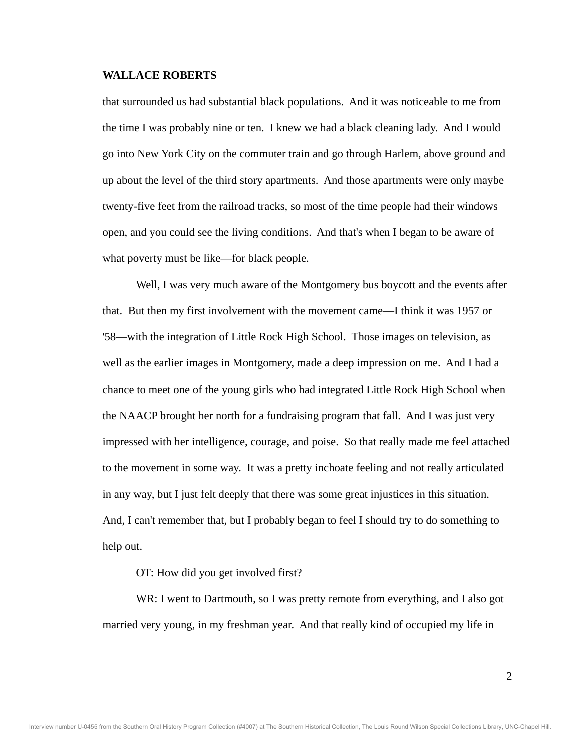that surrounded us had substantial black populations. And it was noticeable to me from the time I was probably nine or ten. I knew we had a black cleaning lady. And I would go into New York City on the commuter train and go through Harlem, above ground and up about the level of the third story apartments. And those apartments were only maybe twenty-five feet from the railroad tracks, so most of the time people had their windows open, and you could see the living conditions. And that's when I began to be aware of what poverty must be like—for black people.

Well, I was very much aware of the Montgomery bus boycott and the events after that. But then my first involvement with the movement came—I think it was 1957 or '58—with the integration of Little Rock High School. Those images on television, as well as the earlier images in Montgomery, made a deep impression on me. And I had a chance to meet one of the young girls who had integrated Little Rock High School when the NAACP brought her north for a fundraising program that fall. And I was just very impressed with her intelligence, courage, and poise. So that really made me feel attached to the movement in some way. It was a pretty inchoate feeling and not really articulated in any way, but I just felt deeply that there was some great injustices in this situation. And, I can't remember that, but I probably began to feel I should try to do something to help out.

OT: How did you get involved first?

WR: I went to Dartmouth, so I was pretty remote from everything, and I also got married very young, in my freshman year. And that really kind of occupied my life in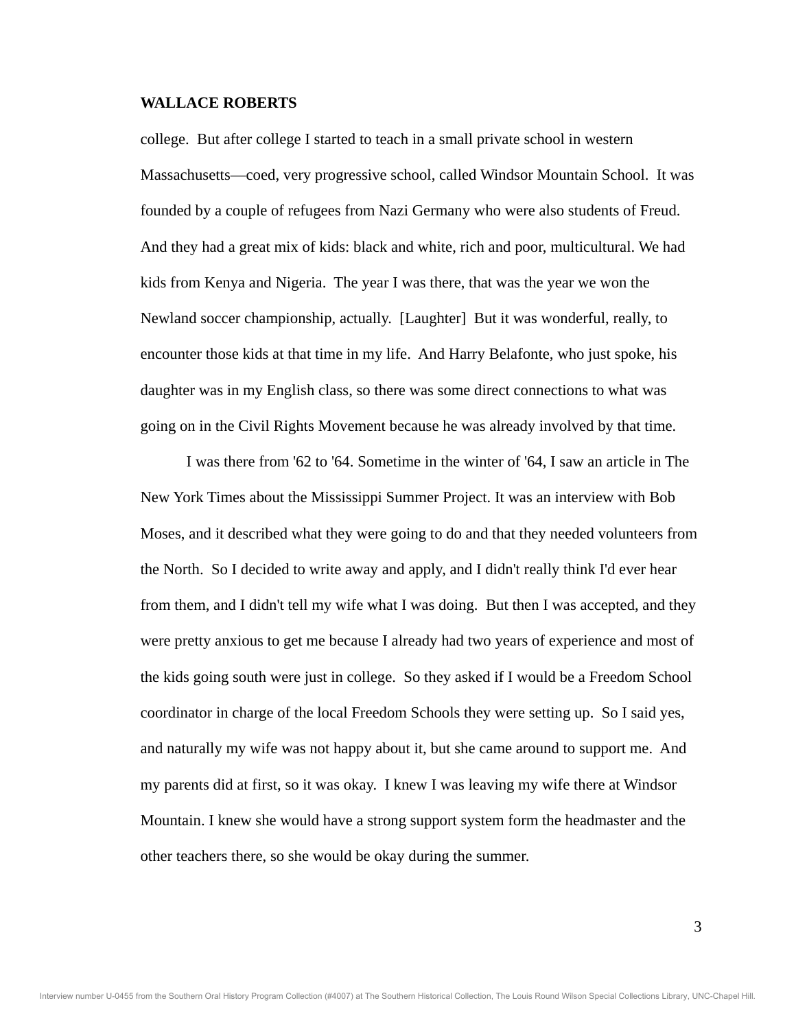college. But after college I started to teach in a small private school in western Massachusetts—coed, very progressive school, called Windsor Mountain School. It was founded by a couple of refugees from Nazi Germany who were also students of Freud. And they had a great mix of kids: black and white, rich and poor, multicultural. We had kids from Kenya and Nigeria. The year I was there, that was the year we won the Newland soccer championship, actually. [Laughter] But it was wonderful, really, to encounter those kids at that time in my life. And Harry Belafonte, who just spoke, his daughter was in my English class, so there was some direct connections to what was going on in the Civil Rights Movement because he was already involved by that time.

I was there from '62 to '64. Sometime in the winter of '64, I saw an article in The New York Times about the Mississippi Summer Project. It was an interview with Bob Moses, and it described what they were going to do and that they needed volunteers from the North. So I decided to write away and apply, and I didn't really think I'd ever hear from them, and I didn't tell my wife what I was doing. But then I was accepted, and they were pretty anxious to get me because I already had two years of experience and most of the kids going south were just in college. So they asked if I would be a Freedom School coordinator in charge of the local Freedom Schools they were setting up. So I said yes, and naturally my wife was not happy about it, but she came around to support me. And my parents did at first, so it was okay. I knew I was leaving my wife there at Windsor Mountain. I knew she would have a strong support system form the headmaster and the other teachers there, so she would be okay during the summer.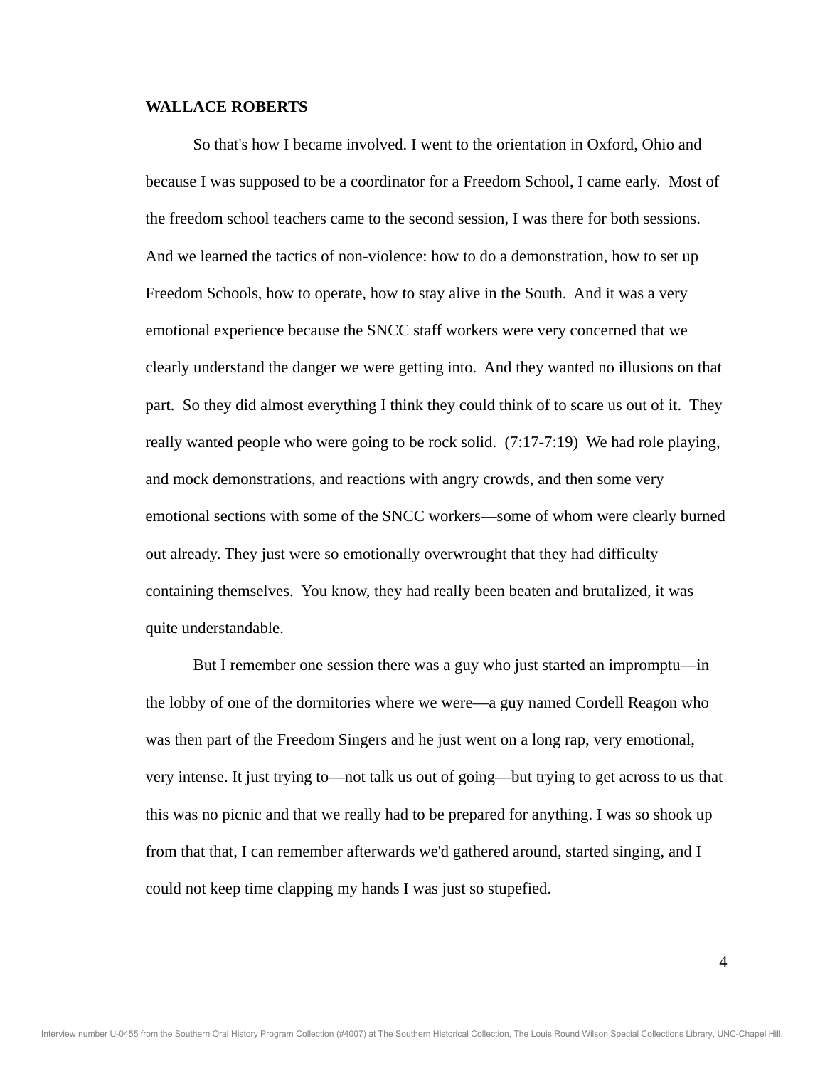**WALLACE ROBERTS**

So that's how I became involved. I went to the orientation in Oxford, Ohio and because I was supposed to be a coordinator for a Freedom School, I came early. Most of the freedom school teachers came to the second session, I was there for both sessions. And we learned the tactics of non-violence: how to do a demonstration, how to set up Freedom Schools, how to operate, how to stay alive in the South. And it was a very emotional experience because the SNCC staff workers were very concerned that we clearly understand the danger we were getting into. And they wanted no illusions on that part. So they did almost everything I think they could think of to scare us out of it. They really wanted people who were going to be rock solid. (7:17-7:19) We had role playing, and mock demonstrations, and reactions with angry crowds, and then some very emotional sections with some of the SNCC workers—some of whom were clearly burned out already. They just were so emotionally overwrought that they had difficulty containing themselves. You know, they had really been beaten and brutalized, it was quite understandable.

But I remember one session there was a guy who just started an impromptu—in the lobby of one of the dormitories where we were—a guy named Cordell Reagon who was then part of the Freedom Singers and he just went on a long rap, very emotional, very intense. It just trying to—not talk us out of going—but trying to get across to us that this was no picnic and that we really had to be prepared for anything. I was so shook up from that that, I can remember afterwards we'd gathered around, started singing, and I could not keep time clapping my hands I was just so stupefied.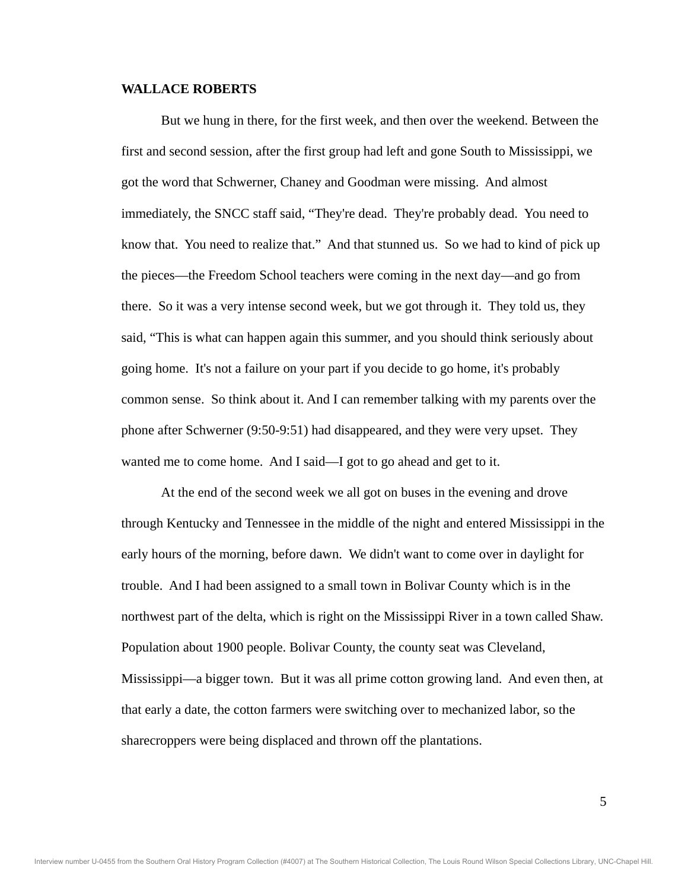**WALLACE ROBERTS**

But we hung in there, for the first week, and then over the weekend. Between the first and second session, after the first group had left and gone South to Mississippi, we got the word that Schwerner, Chaney and Goodman were missing. And almost immediately, the SNCC staff said, "They're dead. They're probably dead. You need to know that. You need to realize that." And that stunned us. So we had to kind of pick up the pieces—the Freedom School teachers were coming in the next day—and go from there. So it was a very intense second week, but we got through it. They told us, they said, "This is what can happen again this summer, and you should think seriously about going home. It's not a failure on your part if you decide to go home, it's probably common sense. So think about it. And I can remember talking with my parents over the phone after Schwerner (9:50-9:51) had disappeared, and they were very upset. They wanted me to come home. And I said—I got to go ahead and get to it.

At the end of the second week we all got on buses in the evening and drove through Kentucky and Tennessee in the middle of the night and entered Mississippi in the early hours of the morning, before dawn. We didn't want to come over in daylight for trouble. And I had been assigned to a small town in Bolivar County which is in the northwest part of the delta, which is right on the Mississippi River in a town called Shaw. Population about 1900 people. Bolivar County, the county seat was Cleveland, Mississippi—a bigger town. But it was all prime cotton growing land. And even then, at that early a date, the cotton farmers were switching over to mechanized labor, so the sharecroppers were being displaced and thrown off the plantations.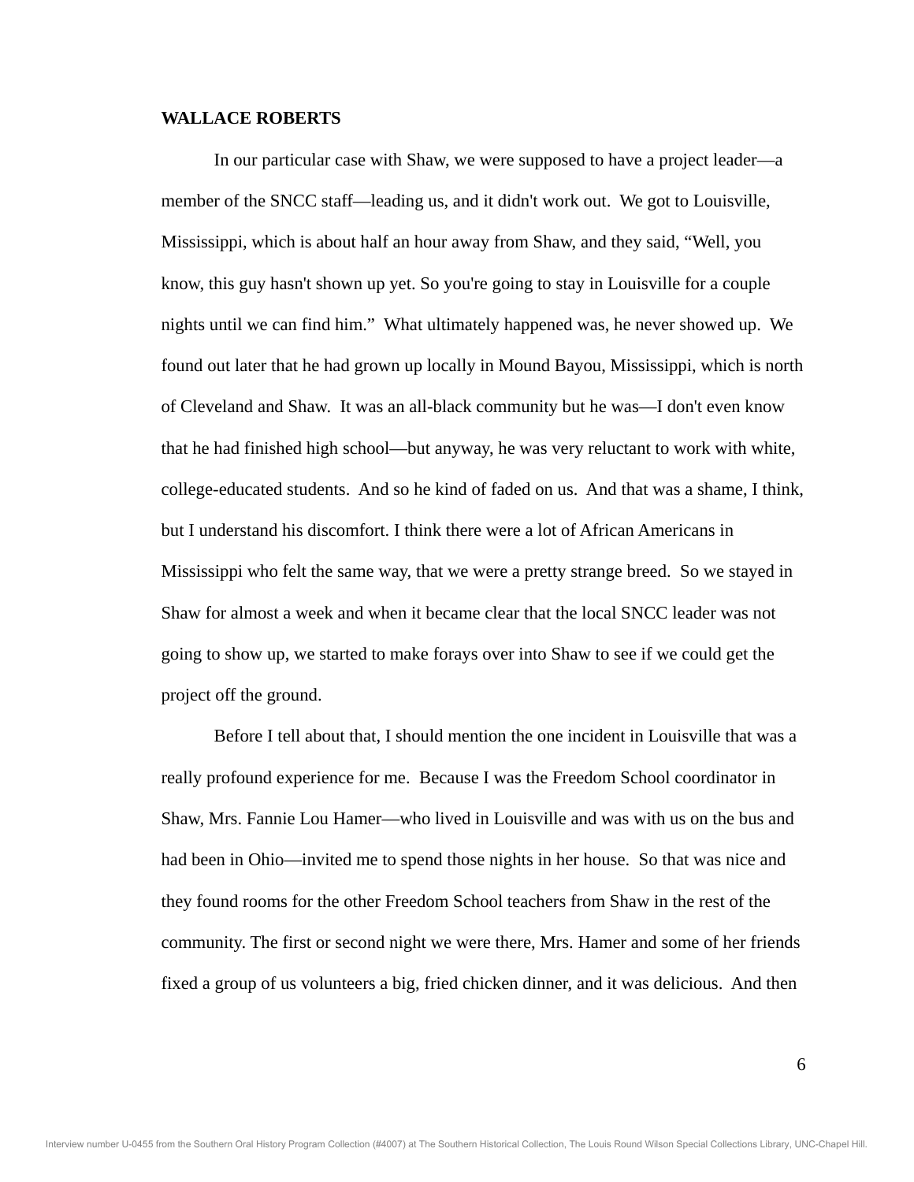**WALLACE ROBERTS**

In our particular case with Shaw, we were supposed to have a project leader—a member of the SNCC staff—leading us, and it didn't work out. We got to Louisville, Mississippi, which is about half an hour away from Shaw, and they said, "Well, you know, this guy hasn't shown up yet. So you're going to stay in Louisville for a couple nights until we can find him." What ultimately happened was, he never showed up. We found out later that he had grown up locally in Mound Bayou, Mississippi, which is north of Cleveland and Shaw. It was an all-black community but he was—I don't even know that he had finished high school—but anyway, he was very reluctant to work with white, college-educated students. And so he kind of faded on us. And that was a shame, I think, but I understand his discomfort. I think there were a lot of African Americans in Mississippi who felt the same way, that we were a pretty strange breed. So we stayed in Shaw for almost a week and when it became clear that the local SNCC leader was not going to show up, we started to make forays over into Shaw to see if we could get the project off the ground.

Before I tell about that, I should mention the one incident in Louisville that was a really profound experience for me. Because I was the Freedom School coordinator in Shaw, Mrs. Fannie Lou Hamer—who lived in Louisville and was with us on the bus and had been in Ohio—invited me to spend those nights in her house. So that was nice and they found rooms for the other Freedom School teachers from Shaw in the rest of the community. The first or second night we were there, Mrs. Hamer and some of her friends fixed a group of us volunteers a big, fried chicken dinner, and it was delicious. And then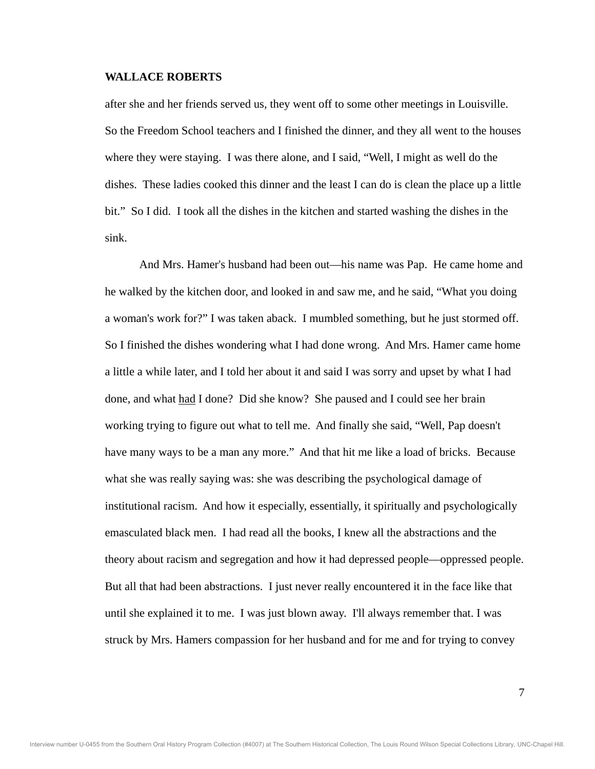**WALLACE ROBERTS**

after she and her friends served us, they went off to some other meetings in Louisville. So the Freedom School teachers and I finished the dinner, and they all went to the houses where they were staying. I was there alone, and I said, "Well, I might as well do the dishes. These ladies cooked this dinner and the least I can do is clean the place up a little bit." So I did. I took all the dishes in the kitchen and started washing the dishes in the sink.

And Mrs. Hamer's husband had been out—his name was Pap. He came home and he walked by the kitchen door, and looked in and saw me, and he said, "What you doing a woman's work for?" I was taken aback. I mumbled something, but he just stormed off. So I finished the dishes wondering what I had done wrong. And Mrs. Hamer came home a little a while later, and I told her about it and said I was sorry and upset by what I had done, and what <u>had</u> I done? Did she know? She paused and I could see her brain working trying to figure out what to tell me. And finally she said, "Well, Pap doesn't have many ways to be a man any more." And that hit me like a load of bricks. Because what she was really saying was: she was describing the psychological damage of institutional racism. And how it especially, essentially, it spiritually and psychologically emasculated black men. I had read all the books, I knew all the abstractions and the theory about racism and segregation and how it had depressed people—oppressed people. But all that had been abstractions. I just never really encountered it in the face like that until she explained it to me. I was just blown away. I'll always remember that. I was struck by Mrs. Hamers compassion for her husband and for me and for trying to convey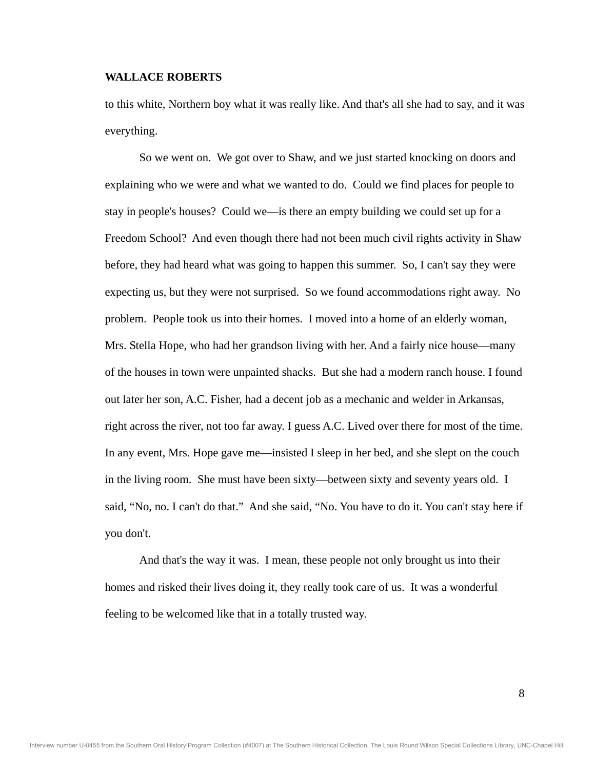to this white, Northern boy what it was really like. And that's all she had to say, and it was everything.

So we went on. We got over to Shaw, and we just started knocking on doors and explaining who we were and what we wanted to do. Could we find places for people to stay in people's houses? Could we—is there an empty building we could set up for a Freedom School? And even though there had not been much civil rights activity in Shaw before, they had heard what was going to happen this summer. So, I can't say they were expecting us, but they were not surprised. So we found accommodations right away. No problem. People took us into their homes. I moved into a home of an elderly woman, Mrs. Stella Hope, who had her grandson living with her. And a fairly nice house—many of the houses in town were unpainted shacks. But she had a modern ranch house. I found out later her son, A.C. Fisher, had a decent job as a mechanic and welder in Arkansas, right across the river, not too far away. I guess A.C. Lived over there for most of the time. In any event, Mrs. Hope gave me—insisted I sleep in her bed, and she slept on the couch in the living room. She must have been sixty—between sixty and seventy years old. I said, "No, no. I can't do that." And she said, "No. You have to do it. You can't stay here if you don't.

And that's the way it was. I mean, these people not only brought us into their homes and risked their lives doing it, they really took care of us. It was a wonderful feeling to be welcomed like that in a totally trusted way.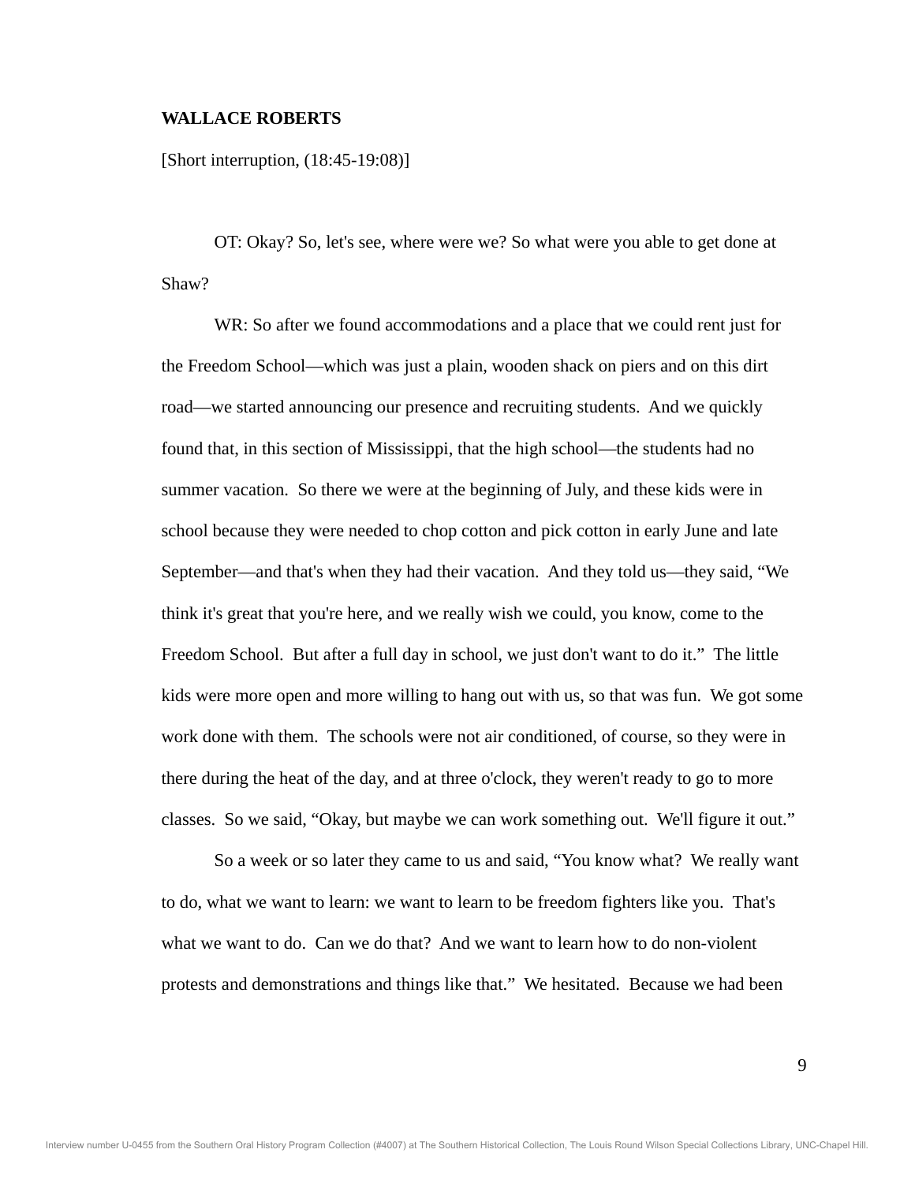**WALLACE ROBERTS**

[Short interruption, (18:45-19:08)]

OT: Okay? So, let's see, where were we? So what were you able to get done at Shaw?

WR: So after we found accommodations and a place that we could rent just for the Freedom School—which was just a plain, wooden shack on piers and on this dirt road—we started announcing our presence and recruiting students. And we quickly found that, in this section of Mississippi, that the high school—the students had no summer vacation. So there we were at the beginning of July, and these kids were in school because they were needed to chop cotton and pick cotton in early June and late September—and that's when they had their vacation. And they told us—they said, "We think it's great that you're here, and we really wish we could, you know, come to the Freedom School. But after a full day in school, we just don't want to do it." The little kids were more open and more willing to hang out with us, so that was fun. We got some work done with them. The schools were not air conditioned, of course, so they were in there during the heat of the day, and at three o'clock, they weren't ready to go to more classes. So we said, "Okay, but maybe we can work something out. We'll figure it out."

So a week or so later they came to us and said, "You know what? We really want to do, what we want to learn: we want to learn to be freedom fighters like you. That's what we want to do. Can we do that? And we want to learn how to do non-violent protests and demonstrations and things like that." We hesitated. Because we had been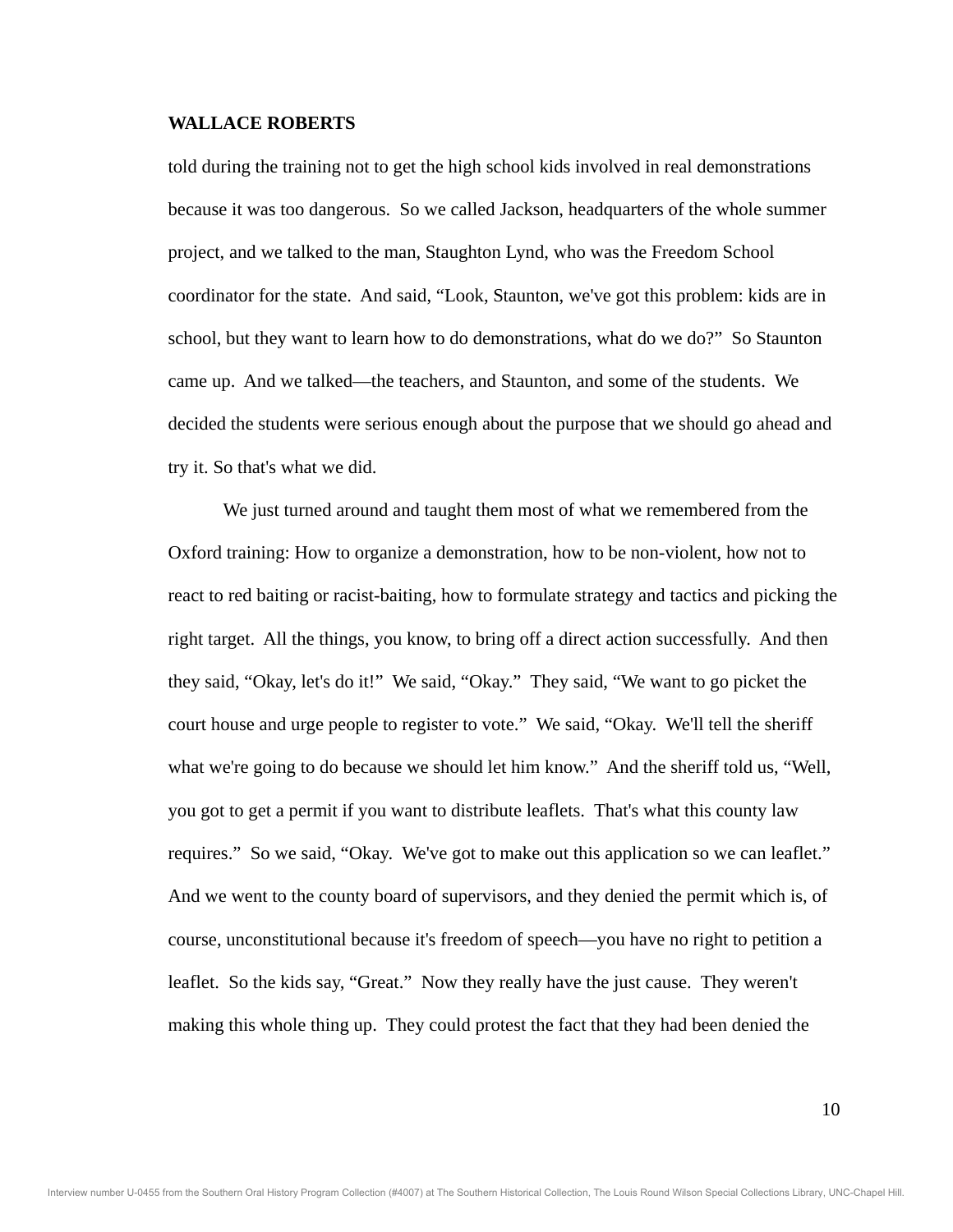**WALLACE ROBERTS**

told during the training not to get the high school kids involved in real demonstrations because it was too dangerous. So we called Jackson, headquarters of the whole summer project, and we talked to the man, Staughton Lynd, who was the Freedom School coordinator for the state. And said, "Look, Staunton, we've got this problem: kids are in school, but they want to learn how to do demonstrations, what do we do?" So Staunton came up. And we talked—the teachers, and Staunton, and some of the students. We decided the students were serious enough about the purpose that we should go ahead and try it. So that's what we did.

We just turned around and taught them most of what we remembered from the Oxford training: How to organize a demonstration, how to be non-violent, how not to react to red baiting or racist-baiting, how to formulate strategy and tactics and picking the right target. All the things, you know, to bring off a direct action successfully. And then they said, "Okay, let's do it!" We said, "Okay." They said, "We want to go picket the court house and urge people to register to vote." We said, "Okay. We'll tell the sheriff what we're going to do because we should let him know." And the sheriff told us, "Well, you got to get a permit if you want to distribute leaflets. That's what this county law requires." So we said, "Okay. We've got to make out this application so we can leaflet." And we went to the county board of supervisors, and they denied the permit which is, of course, unconstitutional because it's freedom of speech—you have no right to petition a leaflet. So the kids say, "Great." Now they really have the just cause. They weren't making this whole thing up. They could protest the fact that they had been denied the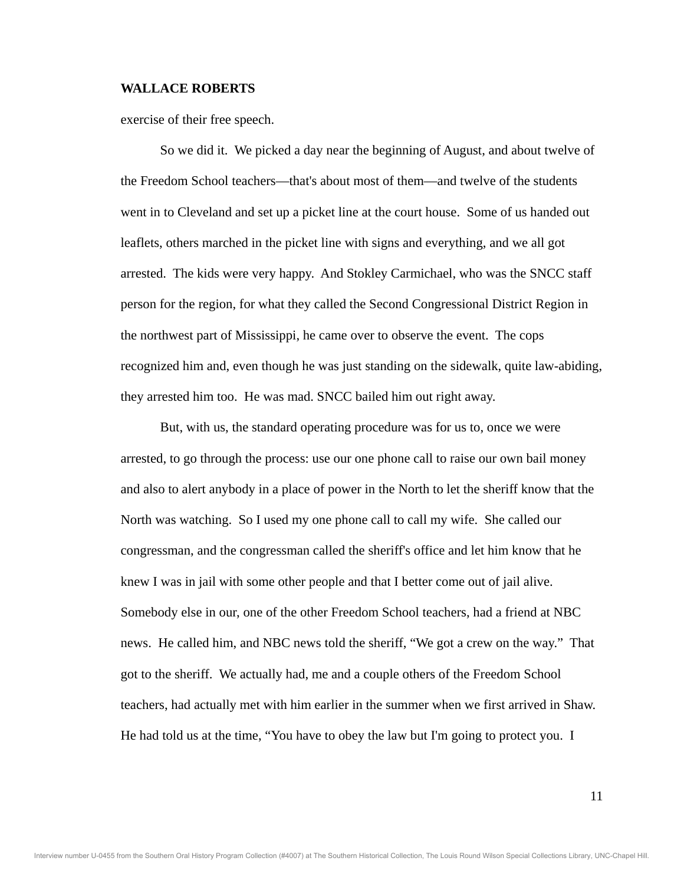exercise of their free speech.

So we did it. We picked a day near the beginning of August, and about twelve of the Freedom School teachers—that's about most of them—and twelve of the students went in to Cleveland and set up a picket line at the court house. Some of us handed out leaflets, others marched in the picket line with signs and everything, and we all got arrested. The kids were very happy. And Stokley Carmichael, who was the SNCC staff person for the region, for what they called the Second Congressional District Region in the northwest part of Mississippi, he came over to observe the event. The cops recognized him and, even though he was just standing on the sidewalk, quite law-abiding, they arrested him too. He was mad. SNCC bailed him out right away.

But, with us, the standard operating procedure was for us to, once we were arrested, to go through the process: use our one phone call to raise our own bail money and also to alert anybody in a place of power in the North to let the sheriff know that the North was watching. So I used my one phone call to call my wife. She called our congressman, and the congressman called the sheriff's office and let him know that he knew I was in jail with some other people and that I better come out of jail alive. Somebody else in our, one of the other Freedom School teachers, had a friend at NBC news. He called him, and NBC news told the sheriff, “We got a crew on the way.” That got to the sheriff. We actually had, me and a couple others of the Freedom School teachers, had actually met with him earlier in the summer when we first arrived in Shaw. He had told us at the time, “You have to obey the law but I'm going to protect you. I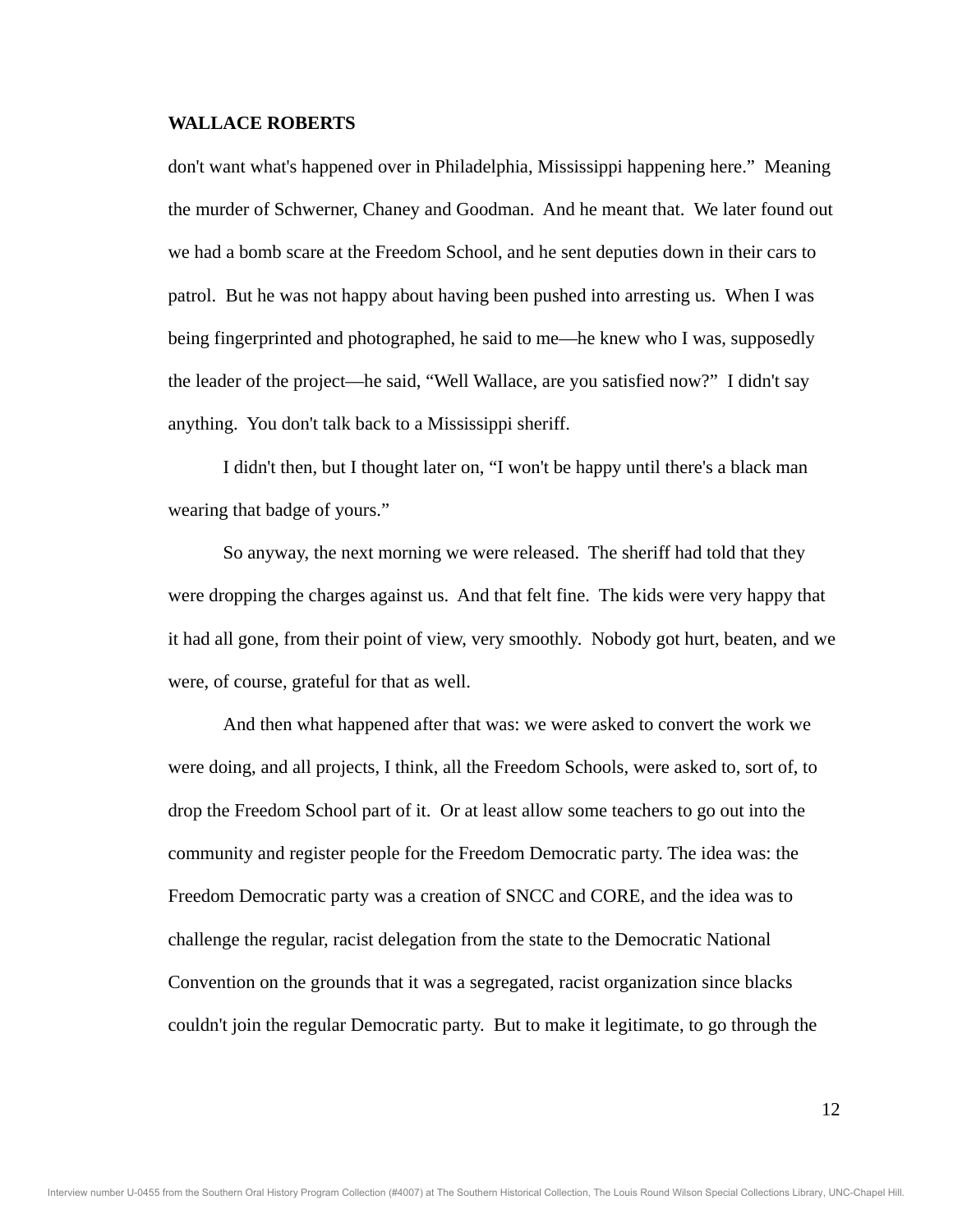don't want what's happened over in Philadelphia, Mississippi happening here." Meaning the murder of Schwerner, Chaney and Goodman. And he meant that. We later found out we had a bomb scare at the Freedom School, and he sent deputies down in their cars to patrol. But he was not happy about having been pushed into arresting us. When I was being fingerprinted and photographed, he said to me—he knew who I was, supposedly the leader of the project—he said, "Well Wallace, are you satisfied now?" I didn't say anything. You don't talk back to a Mississippi sheriff.

I didn't then, but I thought later on, "I won't be happy until there's a black man wearing that badge of yours."

So anyway, the next morning we were released. The sheriff had told that they were dropping the charges against us. And that felt fine. The kids were very happy that it had all gone, from their point of view, very smoothly. Nobody got hurt, beaten, and we were, of course, grateful for that as well.

And then what happened after that was: we were asked to convert the work we were doing, and all projects, I think, all the Freedom Schools, were asked to, sort of, to drop the Freedom School part of it. Or at least allow some teachers to go out into the community and register people for the Freedom Democratic party. The idea was: the Freedom Democratic party was a creation of SNCC and CORE, and the idea was to challenge the regular, racist delegation from the state to the Democratic National Convention on the grounds that it was a segregated, racist organization since blacks couldn't join the regular Democratic party. But to make it legitimate, to go through the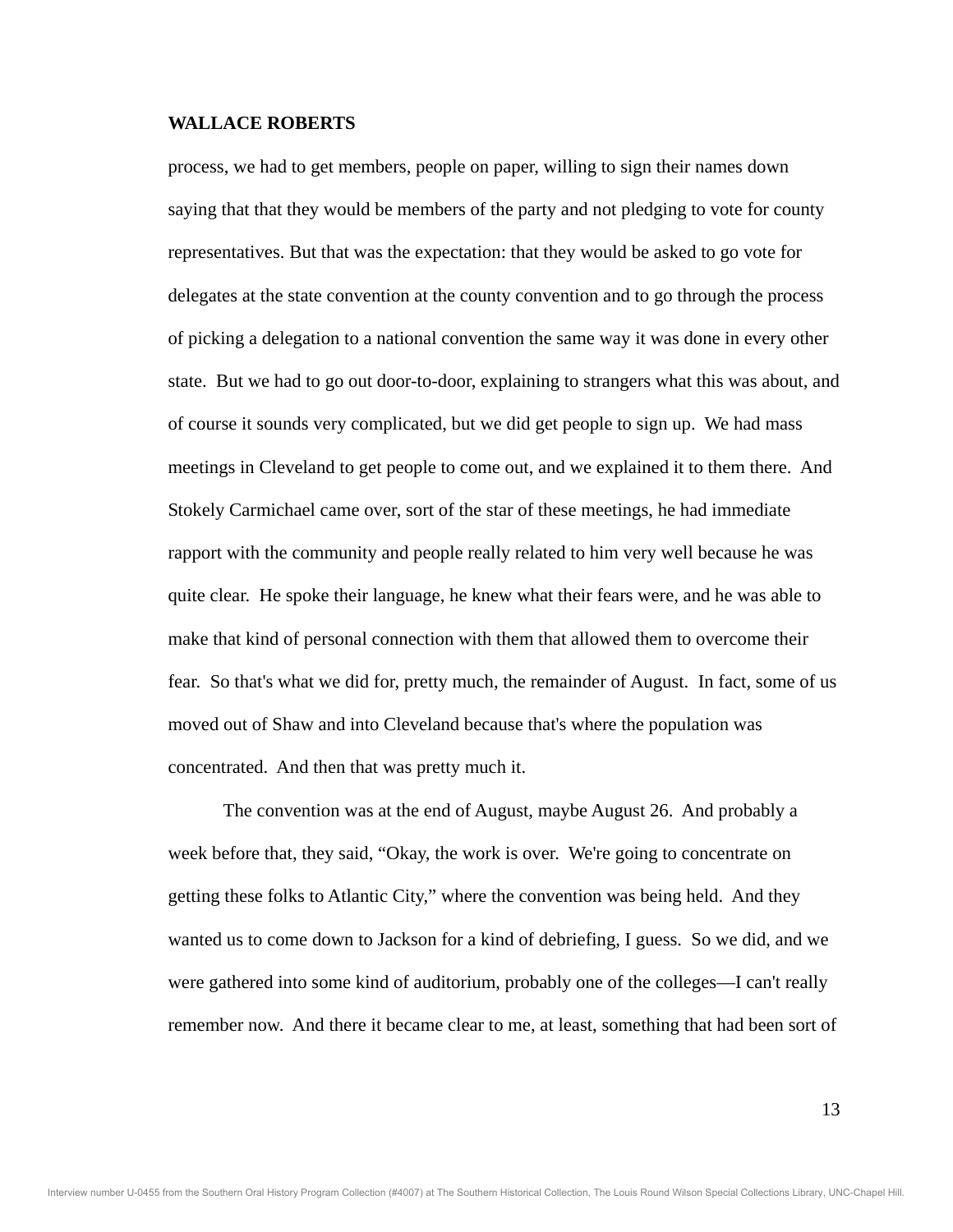**WALLACE ROBERTS**

process, we had to get members, people on paper, willing to sign their names down saying that that they would be members of the party and not pledging to vote for county representatives. But that was the expectation: that they would be asked to go vote for delegates at the state convention at the county convention and to go through the process of picking a delegation to a national convention the same way it was done in every other state. But we had to go out door-to-door, explaining to strangers what this was about, and of course it sounds very complicated, but we did get people to sign up. We had mass meetings in Cleveland to get people to come out, and we explained it to them there. And Stokely Carmichael came over, sort of the star of these meetings, he had immediate rapport with the community and people really related to him very well because he was quite clear. He spoke their language, he knew what their fears were, and he was able to make that kind of personal connection with them that allowed them to overcome their fear. So that's what we did for, pretty much, the remainder of August. In fact, some of us moved out of Shaw and into Cleveland because that's where the population was concentrated. And then that was pretty much it.

The convention was at the end of August, maybe August 26. And probably a week before that, they said, "Okay, the work is over. We're going to concentrate on getting these folks to Atlantic City," where the convention was being held. And they wanted us to come down to Jackson for a kind of debriefing, I guess. So we did, and we were gathered into some kind of auditorium, probably one of the colleges—I can't really remember now. And there it became clear to me, at least, something that had been sort of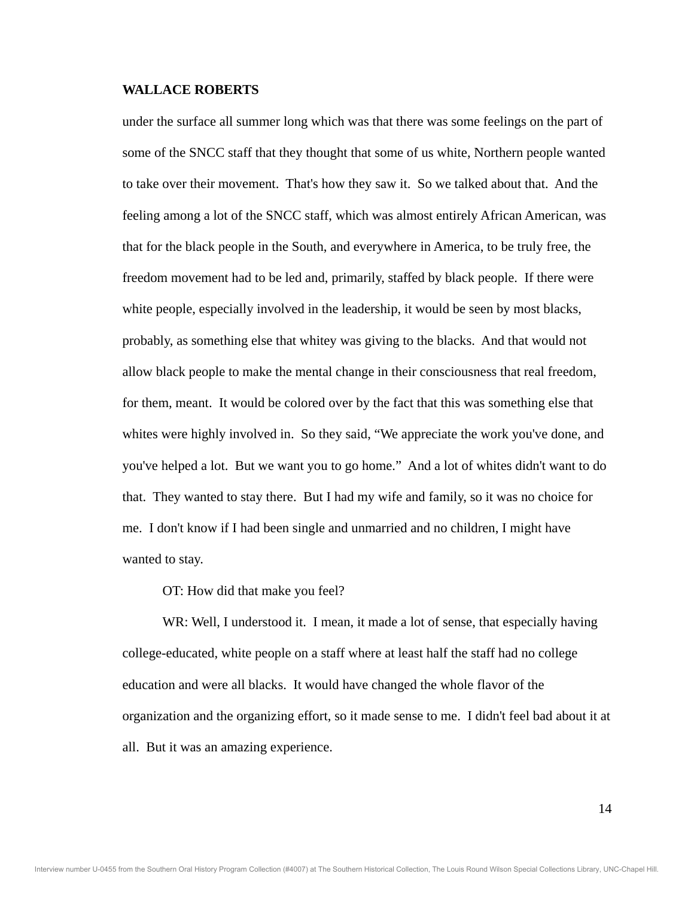under the surface all summer long which was that there was some feelings on the part of some of the SNCC staff that they thought that some of us white, Northern people wanted to take over their movement. That's how they saw it. So we talked about that. And the feeling among a lot of the SNCC staff, which was almost entirely African American, was that for the black people in the South, and everywhere in America, to be truly free, the freedom movement had to be led and, primarily, staffed by black people. If there were white people, especially involved in the leadership, it would be seen by most blacks, probably, as something else that whitey was giving to the blacks. And that would not allow black people to make the mental change in their consciousness that real freedom, for them, meant. It would be colored over by the fact that this was something else that whites were highly involved in. So they said, "We appreciate the work you've done, and you've helped a lot. But we want you to go home." And a lot of whites didn't want to do that. They wanted to stay there. But I had my wife and family, so it was no choice for me. I don't know if I had been single and unmarried and no children, I might have wanted to stay.

OT: How did that make you feel?

WR: Well, I understood it. I mean, it made a lot of sense, that especially having college-educated, white people on a staff where at least half the staff had no college education and were all blacks. It would have changed the whole flavor of the organization and the organizing effort, so it made sense to me. I didn't feel bad about it at all. But it was an amazing experience.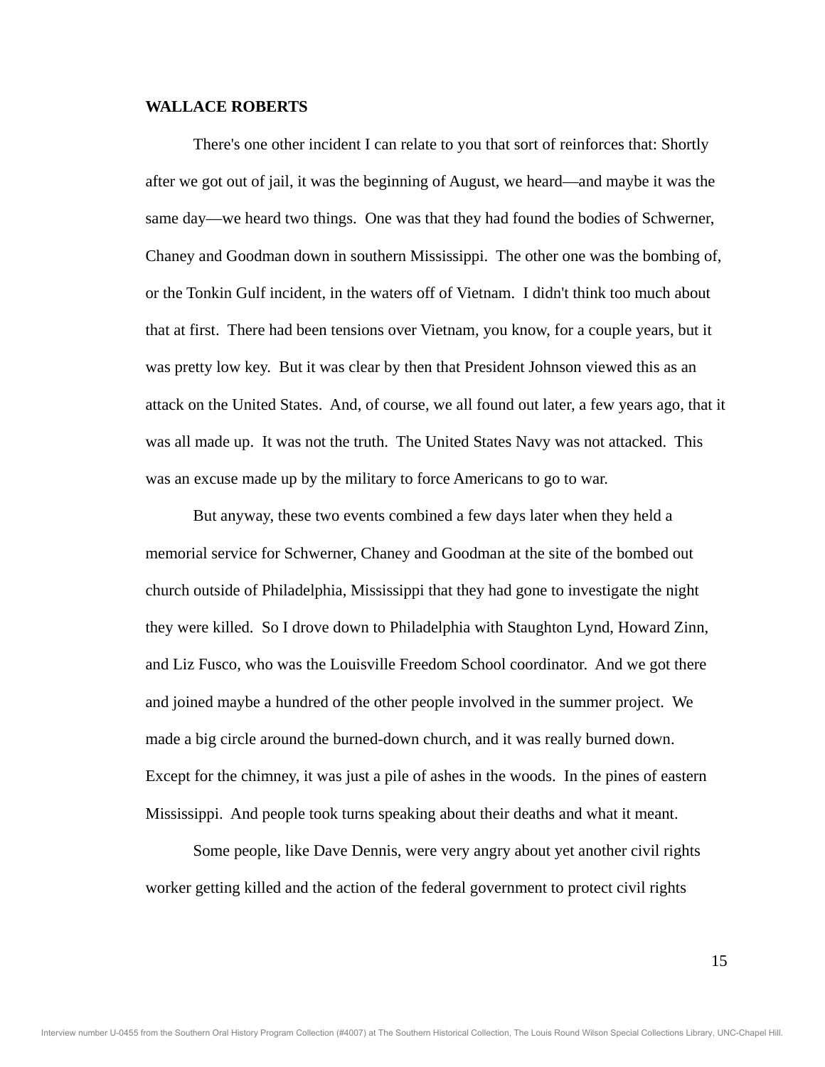**WALLACE ROBERTS**

There's one other incident I can relate to you that sort of reinforces that: Shortly after we got out of jail, it was the beginning of August, we heard—and maybe it was the same day—we heard two things. One was that they had found the bodies of Schwerner, Chaney and Goodman down in southern Mississippi. The other one was the bombing of, or the Tonkin Gulf incident, in the waters off of Vietnam. I didn't think too much about that at first. There had been tensions over Vietnam, you know, for a couple years, but it was pretty low key. But it was clear by then that President Johnson viewed this as an attack on the United States. And, of course, we all found out later, a few years ago, that it was all made up. It was not the truth. The United States Navy was not attacked. This was an excuse made up by the military to force Americans to go to war.

But anyway, these two events combined a few days later when they held a memorial service for Schwerner, Chaney and Goodman at the site of the bombed out church outside of Philadelphia, Mississippi that they had gone to investigate the night they were killed. So I drove down to Philadelphia with Staughton Lynd, Howard Zinn, and Liz Fusco, who was the Louisville Freedom School coordinator. And we got there and joined maybe a hundred of the other people involved in the summer project. We made a big circle around the burned-down church, and it was really burned down. Except for the chimney, it was just a pile of ashes in the woods. In the pines of eastern Mississippi. And people took turns speaking about their deaths and what it meant.

Some people, like Dave Dennis, were very angry about yet another civil rights worker getting killed and the action of the federal government to protect civil rights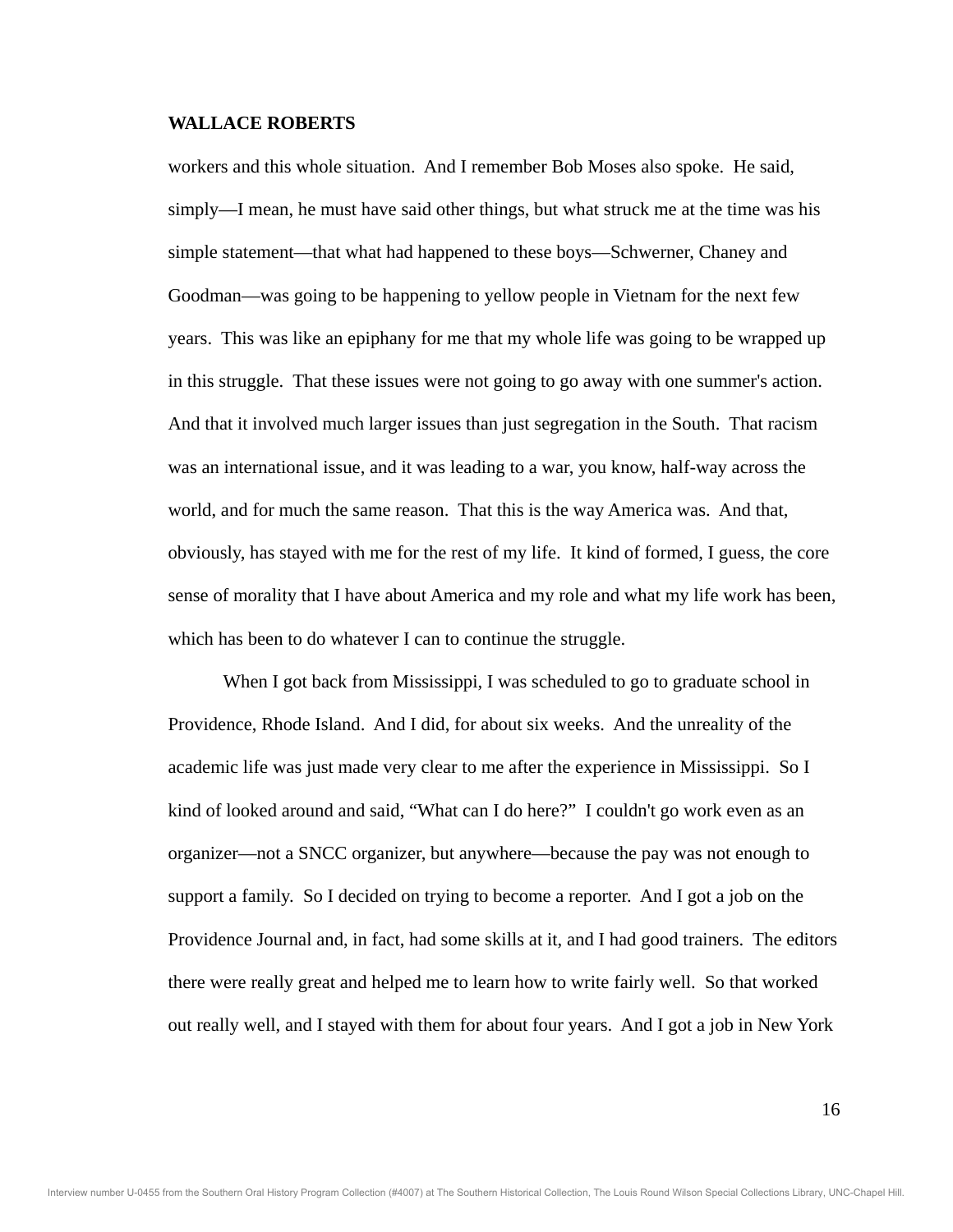workers and this whole situation. And I remember Bob Moses also spoke. He said, simply—I mean, he must have said other things, but what struck me at the time was his simple statement—that what had happened to these boys—Schwerner, Chaney and Goodman—was going to be happening to yellow people in Vietnam for the next few years. This was like an epiphany for me that my whole life was going to be wrapped up in this struggle. That these issues were not going to go away with one summer's action. And that it involved much larger issues than just segregation in the South. That racism was an international issue, and it was leading to a war, you know, half-way across the world, and for much the same reason. That this is the way America was. And that, obviously, has stayed with me for the rest of my life. It kind of formed, I guess, the core sense of morality that I have about America and my role and what my life work has been, which has been to do whatever I can to continue the struggle.

When I got back from Mississippi, I was scheduled to go to graduate school in Providence, Rhode Island. And I did, for about six weeks. And the unreality of the academic life was just made very clear to me after the experience in Mississippi. So I kind of looked around and said, "What can I do here?" I couldn't go work even as an organizer—not a SNCC organizer, but anywhere—because the pay was not enough to support a family. So I decided on trying to become a reporter. And I got a job on the Providence Journal and, in fact, had some skills at it, and I had good trainers. The editors there were really great and helped me to learn how to write fairly well. So that worked out really well, and I stayed with them for about four years. And I got a job in New York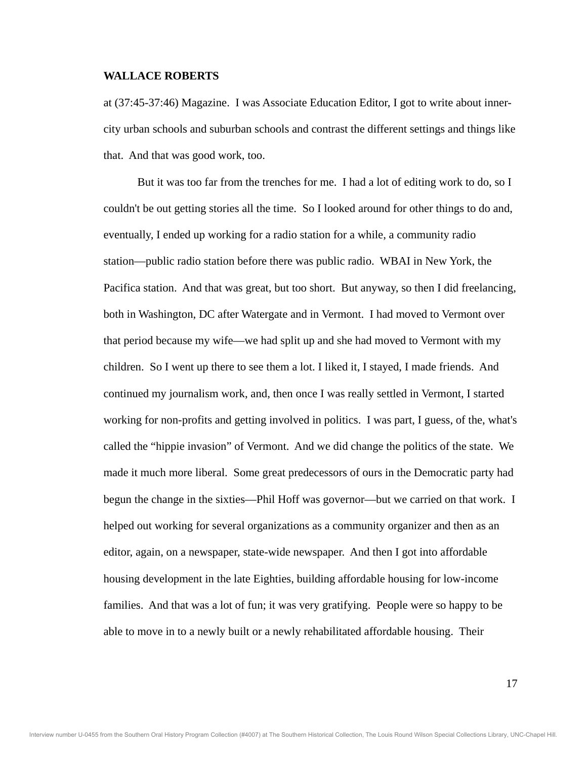**WALLACE ROBERTS**

at (37:45-37:46) Magazine. I was Associate Education Editor, I got to write about inner-city urban schools and suburban schools and contrast the different settings and things like that. And that was good work, too.

But it was too far from the trenches for me. I had a lot of editing work to do, so I couldn't be out getting stories all the time. So I looked around for other things to do and, eventually, I ended up working for a radio station for a while, a community radio station—public radio station before there was public radio. WBAI in New York, the Pacifica station. And that was great, but too short. But anyway, so then I did freelancing, both in Washington, DC after Watergate and in Vermont. I had moved to Vermont over that period because my wife—we had split up and she had moved to Vermont with my children. So I went up there to see them a lot. I liked it, I stayed, I made friends. And continued my journalism work, and, then once I was really settled in Vermont, I started working for non-profits and getting involved in politics. I was part, I guess, of the, what's called the "hippie invasion" of Vermont. And we did change the politics of the state. We made it much more liberal. Some great predecessors of ours in the Democratic party had begun the change in the sixties—Phil Hoff was governor—but we carried on that work. I helped out working for several organizations as a community organizer and then as an editor, again, on a newspaper, state-wide newspaper. And then I got into affordable housing development in the late Eighties, building affordable housing for low-income families. And that was a lot of fun; it was very gratifying. People were so happy to be able to move in to a newly built or a newly rehabilitated affordable housing. Their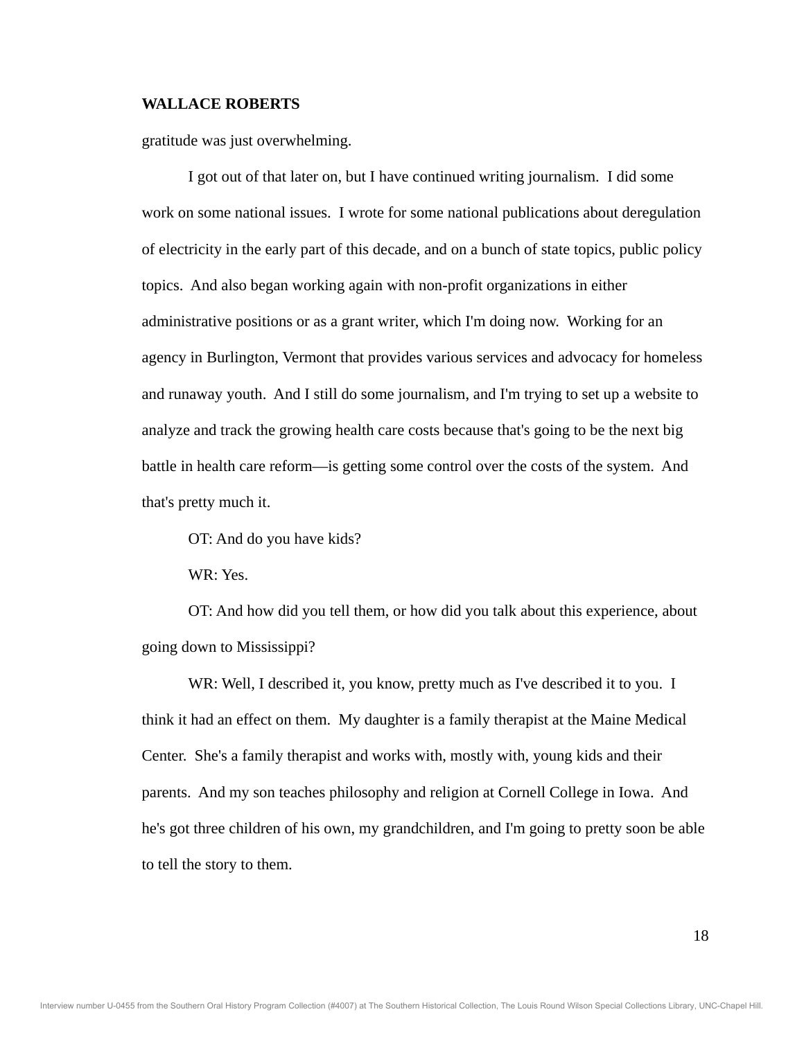gratitude was just overwhelming.

I got out of that later on, but I have continued writing journalism. I did some work on some national issues. I wrote for some national publications about deregulation of electricity in the early part of this decade, and on a bunch of state topics, public policy topics. And also began working again with non-profit organizations in either administrative positions or as a grant writer, which I'm doing now. Working for an agency in Burlington, Vermont that provides various services and advocacy for homeless and runaway youth. And I still do some journalism, and I'm trying to set up a website to analyze and track the growing health care costs because that's going to be the next big battle in health care reform—is getting some control over the costs of the system. And that's pretty much it.

OT: And do you have kids?

WR: Yes.

OT: And how did you tell them, or how did you talk about this experience, about going down to Mississippi?

WR: Well, I described it, you know, pretty much as I've described it to you. I think it had an effect on them. My daughter is a family therapist at the Maine Medical Center. She's a family therapist and works with, mostly with, young kids and their parents. And my son teaches philosophy and religion at Cornell College in Iowa. And he's got three children of his own, my grandchildren, and I'm going to pretty soon be able to tell the story to them.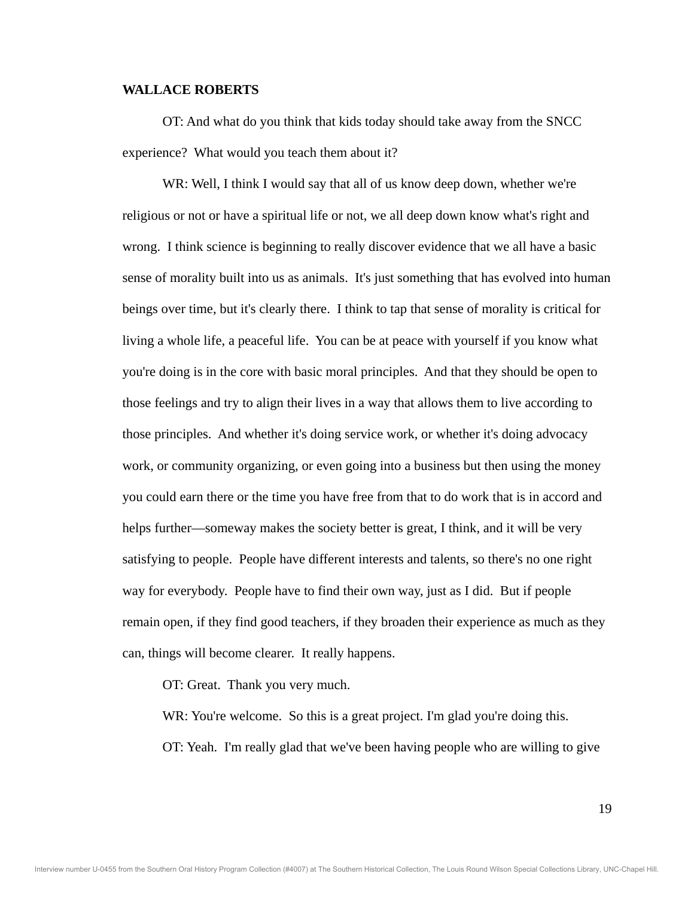**WALLACE ROBERTS**

OT: And what do you think that kids today should take away from the SNCC experience? What would you teach them about it?

WR: Well, I think I would say that all of us know deep down, whether we're religious or not or have a spiritual life or not, we all deep down know what's right and wrong. I think science is beginning to really discover evidence that we all have a basic sense of morality built into us as animals. It's just something that has evolved into human beings over time, but it's clearly there. I think to tap that sense of morality is critical for living a whole life, a peaceful life. You can be at peace with yourself if you know what you're doing is in the core with basic moral principles. And that they should be open to those feelings and try to align their lives in a way that allows them to live according to those principles. And whether it's doing service work, or whether it's doing advocacy work, or community organizing, or even going into a business but then using the money you could earn there or the time you have free from that to do work that is in accord and helps further—someway makes the society better is great, I think, and it will be very satisfying to people. People have different interests and talents, so there's no one right way for everybody. People have to find their own way, just as I did. But if people remain open, if they find good teachers, if they broaden their experience as much as they can, things will become clearer. It really happens.

OT: Great. Thank you very much.

WR: You're welcome. So this is a great project. I'm glad you're doing this.

OT: Yeah. I'm really glad that we've been having people who are willing to give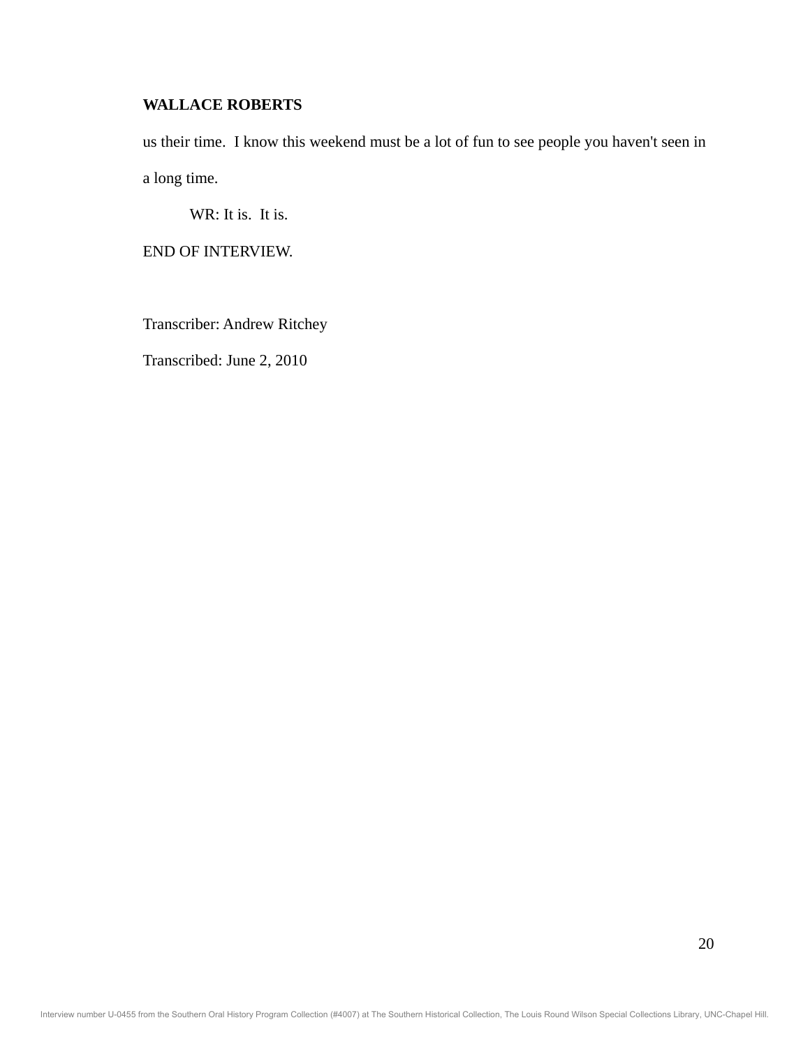us their time.  I know this weekend must be a lot of fun to see people you haven't seen in a long time.

WR: It is.  It is.

END OF INTERVIEW.

Transcriber: Andrew Ritchey

Transcribed: June 2, 2010